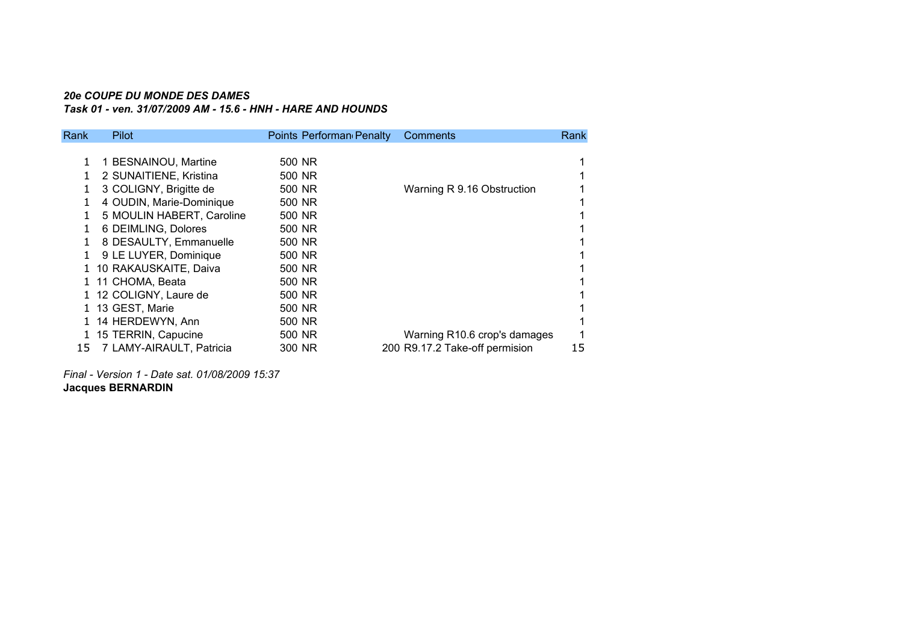***20e COUPE DU MONDE DES DAMES***

***Task 01 - ven. 31/07/2009 AM - 15.6 - HNH - HARE AND HOUNDS***

| Rank | Pilot | Points | Performan | Penalty | Comments | Rank |
|---|---|---|---|---|---|---|
| 1 | 1 BESNAINOU, Martine | 500 | NR | | | 1 |
| 1 | 2 SUNAITIENE, Kristina | 500 | NR | | | 1 |
| 1 | 3 COLIGNY, Brigitte de | 500 | NR | | Warning R 9.16 Obstruction | 1 |
| 1 | 4 OUDIN, Marie-Dominique | 500 | NR | | | 1 |
| 1 | 5 MOULIN HABERT, Caroline | 500 | NR | | | 1 |
| 1 | 6 DEIMLING, Dolores | 500 | NR | | | 1 |
| 1 | 8 DESAULTY, Emmanuelle | 500 | NR | | | 1 |
| 1 | 9 LE LUYER, Dominique | 500 | NR | | | 1 |
| 1 | 10 RAKAUSKAITE, Daiva | 500 | NR | | | 1 |
| 1 | 11 CHOMA, Beata | 500 | NR | | | 1 |
| 1 | 12 COLIGNY, Laure de | 500 | NR | | | 1 |
| 1 | 13 GEST, Marie | 500 | NR | | | 1 |
| 1 | 14 HERDEWYN, Ann | 500 | NR | | | 1 |
| 1 | 15 TERRIN, Capucine | 500 | NR | | Warning R10.6 crop's damages | 1 |
| 15 | 7 LAMY-AIRAULT, Patricia | 300 | NR | 200 | R9.17.2 Take-off permision | 15 |

*Final - Version 1 - Date sat. 01/08/2009 15:37*

**Jacques BERNARDIN**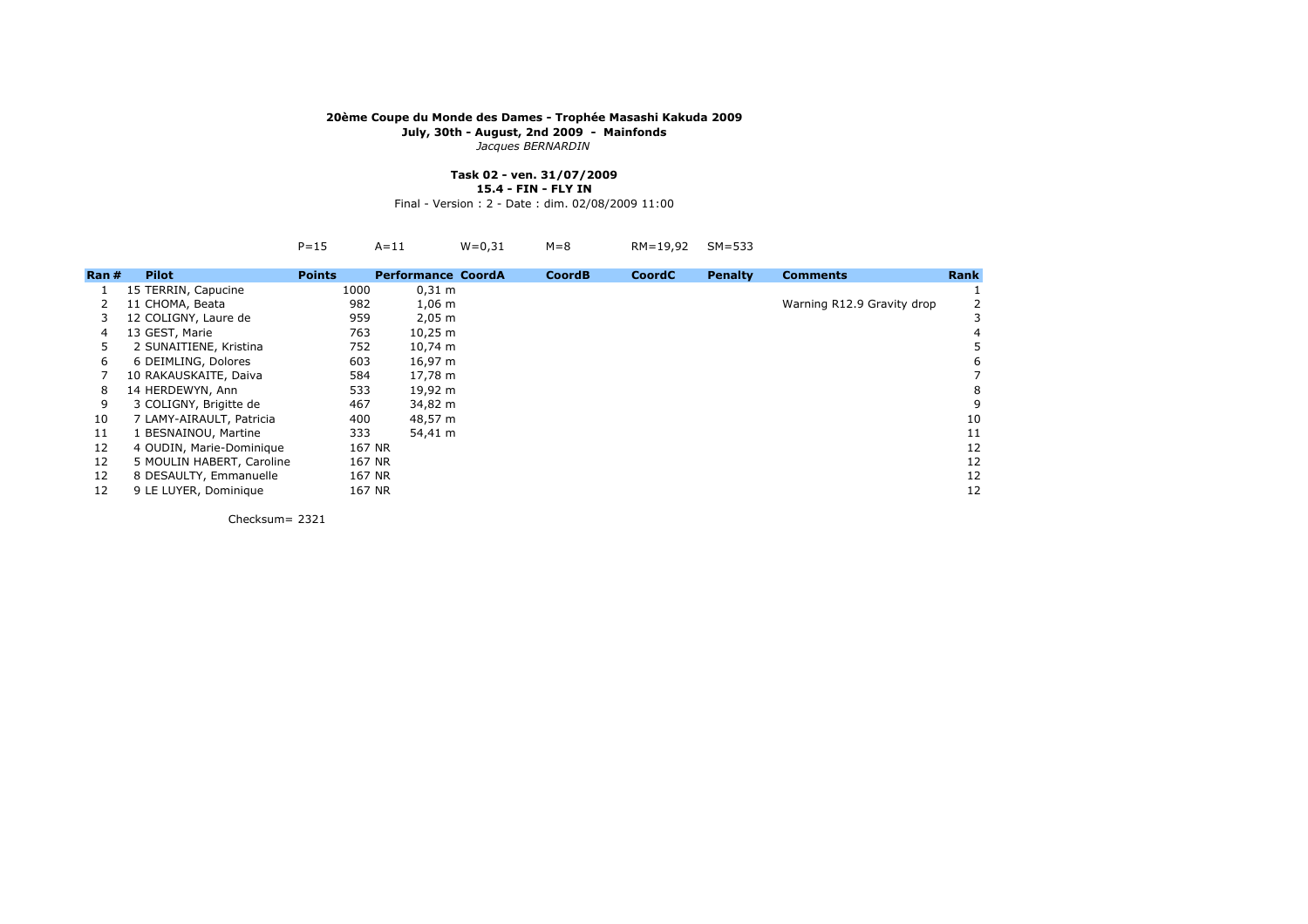**20ème Coupe du Monde des Dames - Trophée Masashi Kakuda 2009**
**July, 30th - August, 2nd 2009 - Mainfonds**
*Jacques BERNARDIN*

**Task 02 - ven. 31/07/2009**
**15.4 - FIN - FLY IN**
Final - Version : 2 - Date : dim. 02/08/2009 11:00

P=15 A=11 W=0,31 M=8 RM=19,92 SM=533

| Ran | # | Pilot | Points | Performance | CoordA | CoordB | CoordC | Penalty | Comments | Rank |
|---|---|---|---|---|---|---|---|---|---|---|
| 1 | 15 | TERRIN, Capucine | 1000 | 0,31 m | | | | | | 1 |
| 2 | 11 | CHOMA, Beata | 982 | 1,06 m | | | | | Warning R12.9 Gravity drop | 2 |
| 3 | 12 | COLIGNY, Laure de | 959 | 2,05 m | | | | | | 3 |
| 4 | 13 | GEST, Marie | 763 | 10,25 m | | | | | | 4 |
| 5 | 2 | SUNAITIENE, Kristina | 752 | 10,74 m | | | | | | 5 |
| 6 | 6 | DEIMLING, Dolores | 603 | 16,97 m | | | | | | 6 |
| 7 | 10 | RAKAUSKAITE, Daiva | 584 | 17,78 m | | | | | | 7 |
| 8 | 14 | HERDEWYN, Ann | 533 | 19,92 m | | | | | | 8 |
| 9 | 3 | COLIGNY, Brigitte de | 467 | 34,82 m | | | | | | 9 |
| 10 | 7 | LAMY-AIRAULT, Patricia | 400 | 48,57 m | | | | | | 10 |
| 11 | 1 | BESNAINOU, Martine | 333 | 54,41 m | | | | | | 11 |
| 12 | 4 | OUDIN, Marie-Dominique | 167 NR | | | | | | | 12 |
| 12 | 5 | MOULIN HABERT, Caroline | 167 NR | | | | | | | 12 |
| 12 | 8 | DESAULTY, Emmanuelle | 167 NR | | | | | | | 12 |
| 12 | 9 | LE LUYER, Dominique | 167 NR | | | | | | | 12 |

Checksum= 2321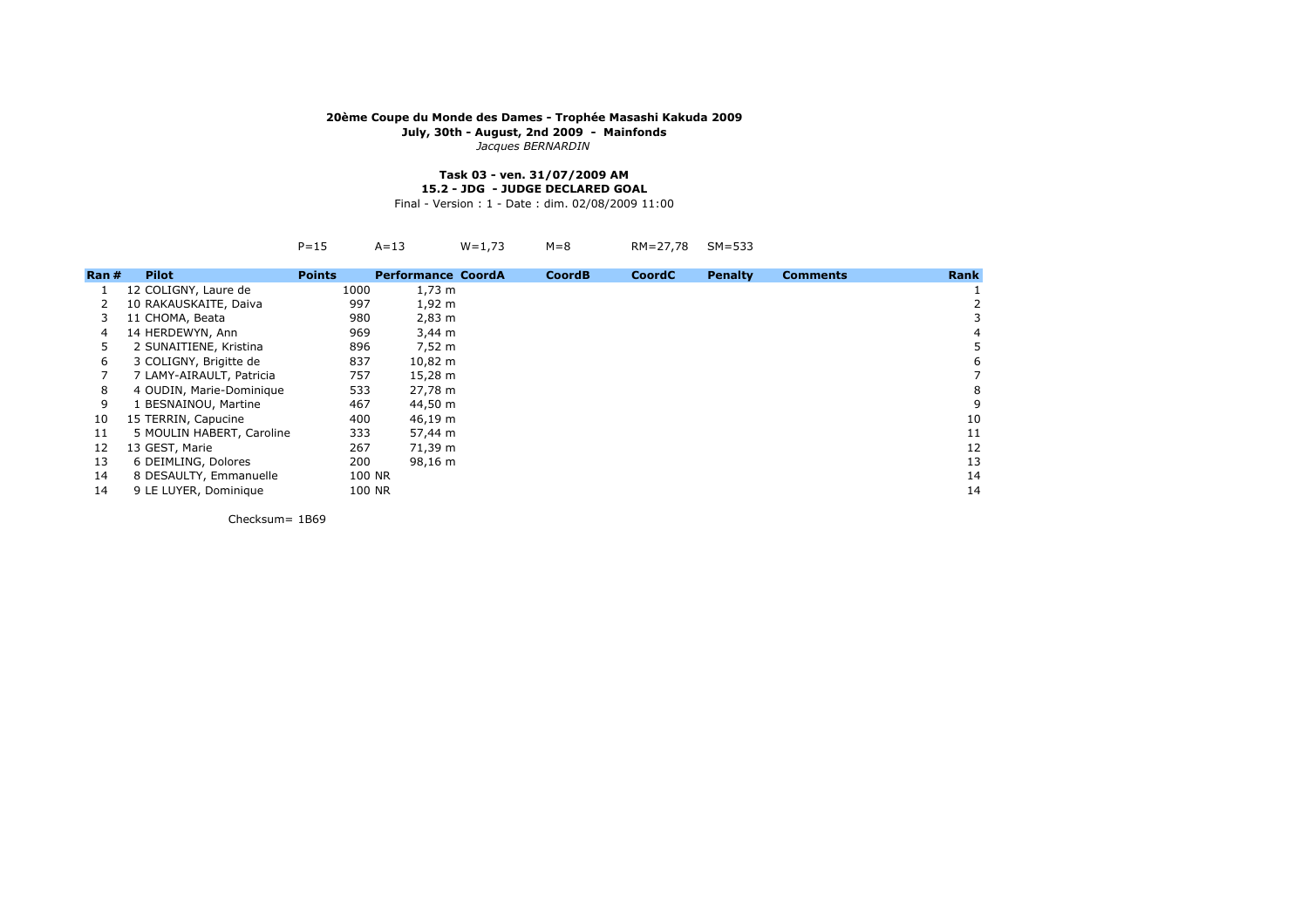**20ème Coupe du Monde des Dames - Trophée Masashi Kakuda 2009**

**July, 30th - August, 2nd 2009 - Mainfonds**

*Jacques BERNARDIN*

**Task 03 - ven. 31/07/2009 AM**

**15.2 - JDG - JUDGE DECLARED GOAL**

Final - Version : 1 - Date : dim. 02/08/2009 11:00

P=15 A=13 W=1,73 M=8 RM=27,78 SM=533

| Ran | # Pilot | Points | Performance | CoordA | CoordB | CoordC | Penalty | Comments | Rank |
|---|---|---|---|---|---|---|---|---|---|
| 1 | 12 COLIGNY, Laure de | 1000 | 1,73 m | | | | | | 1 |
| 2 | 10 RAKAUSKAITE, Daiva | 997 | 1,92 m | | | | | | 2 |
| 3 | 11 CHOMA, Beata | 980 | 2,83 m | | | | | | 3 |
| 4 | 14 HERDEWYN, Ann | 969 | 3,44 m | | | | | | 4 |
| 5 | 2 SUNAITIENE, Kristina | 896 | 7,52 m | | | | | | 5 |
| 6 | 3 COLIGNY, Brigitte de | 837 | 10,82 m | | | | | | 6 |
| 7 | 7 LAMY-AIRAULT, Patricia | 757 | 15,28 m | | | | | | 7 |
| 8 | 4 OUDIN, Marie-Dominique | 533 | 27,78 m | | | | | | 8 |
| 9 | 1 BESNAINOU, Martine | 467 | 44,50 m | | | | | | 9 |
| 10 | 15 TERRIN, Capucine | 400 | 46,19 m | | | | | | 10 |
| 11 | 5 MOULIN HABERT, Caroline | 333 | 57,44 m | | | | | | 11 |
| 12 | 13 GEST, Marie | 267 | 71,39 m | | | | | | 12 |
| 13 | 6 DEIMLING, Dolores | 200 | 98,16 m | | | | | | 13 |
| 14 | 8 DESAULTY, Emmanuelle | 100 | NR | | | | | | 14 |
| 14 | 9 LE LUYER, Dominique | 100 | NR | | | | | | 14 |

Checksum= 1B69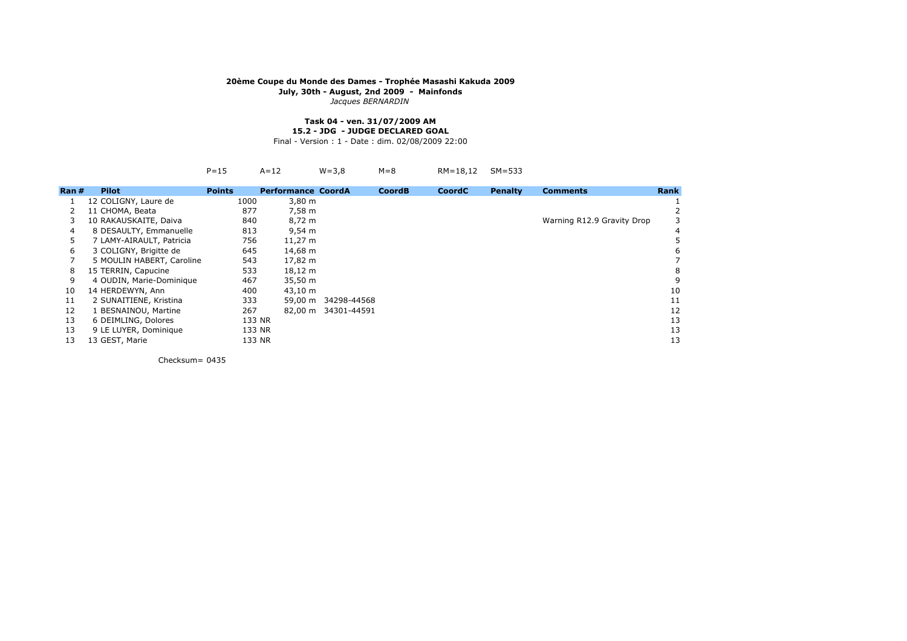**20ème Coupe du Monde des Dames - Trophée Masashi Kakuda 2009**
**July, 30th - August, 2nd 2009 - Mainfonds**
*Jacques BERNARDIN*

**Task 04 - ven. 31/07/2009 AM**
**15.2 - JDG - JUDGE DECLARED GOAL**
Final - Version : 1 - Date : dim. 02/08/2009 22:00

P=15 A=12 W=3,8 M=8 RM=18,12 SM=533

| Ran | # | Pilot | Points | | Performance | CoordA | CoordB | CoordC | Penalty | Comments | Rank |
|---|---|---|---|---|---|---|---|---|---|---|---|
| 1 | 12 | COLIGNY, Laure de | 1000 | | 3,80 m | | | | | | 1 |
| 2 | 11 | CHOMA, Beata | 877 | | 7,58 m | | | | | | 2 |
| 3 | 10 | RAKAUSKAITE, Daiva | 840 | | 8,72 m | | | | | Warning R12.9 Gravity Drop | 3 |
| 4 | 8 | DESAULTY, Emmanuelle | 813 | | 9,54 m | | | | | | 4 |
| 5 | 7 | LAMY-AIRAULT, Patricia | 756 | | 11,27 m | | | | | | 5 |
| 6 | 3 | COLIGNY, Brigitte de | 645 | | 14,68 m | | | | | | 6 |
| 7 | 5 | MOULIN HABERT, Caroline | 543 | | 17,82 m | | | | | | 7 |
| 8 | 15 | TERRIN, Capucine | 533 | | 18,12 m | | | | | | 8 |
| 9 | 4 | OUDIN, Marie-Dominique | 467 | | 35,50 m | | | | | | 9 |
| 10 | 14 | HERDEWYN, Ann | 400 | | 43,10 m | | | | | | 10 |
| 11 | 2 | SUNAITIENE, Kristina | 333 | | 59,00 m | 34298-44568 | | | | | 11 |
| 12 | 1 | BESNAINOU, Martine | 267 | | 82,00 m | 34301-44591 | | | | | 12 |
| 13 | 6 | DEIMLING, Dolores | 133 | NR | | | | | | | 13 |
| 13 | 9 | LE LUYER, Dominique | 133 | NR | | | | | | | 13 |
| 13 | 13 | GEST, Marie | 133 | NR | | | | | | | 13 |

Checksum= 0435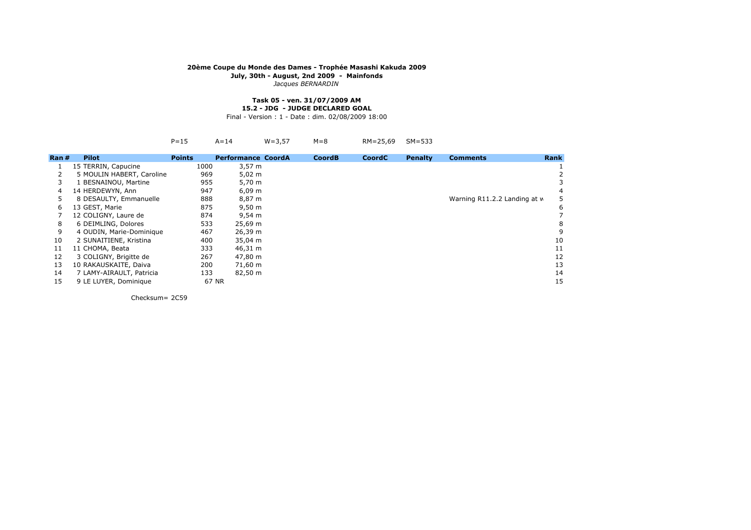**20ème Coupe du Monde des Dames - Trophée Masashi Kakuda 2009**
**July, 30th - August, 2nd 2009 - Mainfonds**
*Jacques BERNARDIN*

**Task 05 - ven. 31/07/2009 AM**
**15.2 - JDG - JUDGE DECLARED GOAL**
Final - Version : 1 - Date : dim. 02/08/2009 18:00

P=15 A=14 W=3,57 M=8 RM=25,69 SM=533

| Ran | # | Pilot | Points | Performance | CoordA | CoordB | CoordC | Penalty | Comments | Rank |
|---|---|---|---|---|---|---|---|---|---|---|
| 1 | 15 | TERRIN, Capucine | 1000 | 3,57 m | | | | | | 1 |
| 2 | 5 | MOULIN HABERT, Caroline | 969 | 5,02 m | | | | | | 2 |
| 3 | 1 | BESNAINOU, Martine | 955 | 5,70 m | | | | | | 3 |
| 4 | 14 | HERDEWYN, Ann | 947 | 6,09 m | | | | | | 4 |
| 5 | 8 | DESAULTY, Emmanuelle | 888 | 8,87 m | | | | | Warning R11.2.2 Landing at w | 5 |
| 6 | 13 | GEST, Marie | 875 | 9,50 m | | | | | | 6 |
| 7 | 12 | COLIGNY, Laure de | 874 | 9,54 m | | | | | | 7 |
| 8 | 6 | DEIMLING, Dolores | 533 | 25,69 m | | | | | | 8 |
| 9 | 4 | OUDIN, Marie-Dominique | 467 | 26,39 m | | | | | | 9 |
| 10 | 2 | SUNAITIENE, Kristina | 400 | 35,04 m | | | | | | 10 |
| 11 | 11 | CHOMA, Beata | 333 | 46,31 m | | | | | | 11 |
| 12 | 3 | COLIGNY, Brigitte de | 267 | 47,80 m | | | | | | 12 |
| 13 | 10 | RAKAUSKAITE, Daiva | 200 | 71,60 m | | | | | | 13 |
| 14 | 7 | LAMY-AIRAULT, Patricia | 133 | 82,50 m | | | | | | 14 |
| 15 | 9 | LE LUYER, Dominique | 67 | NR | | | | | | 15 |

Checksum= 2C59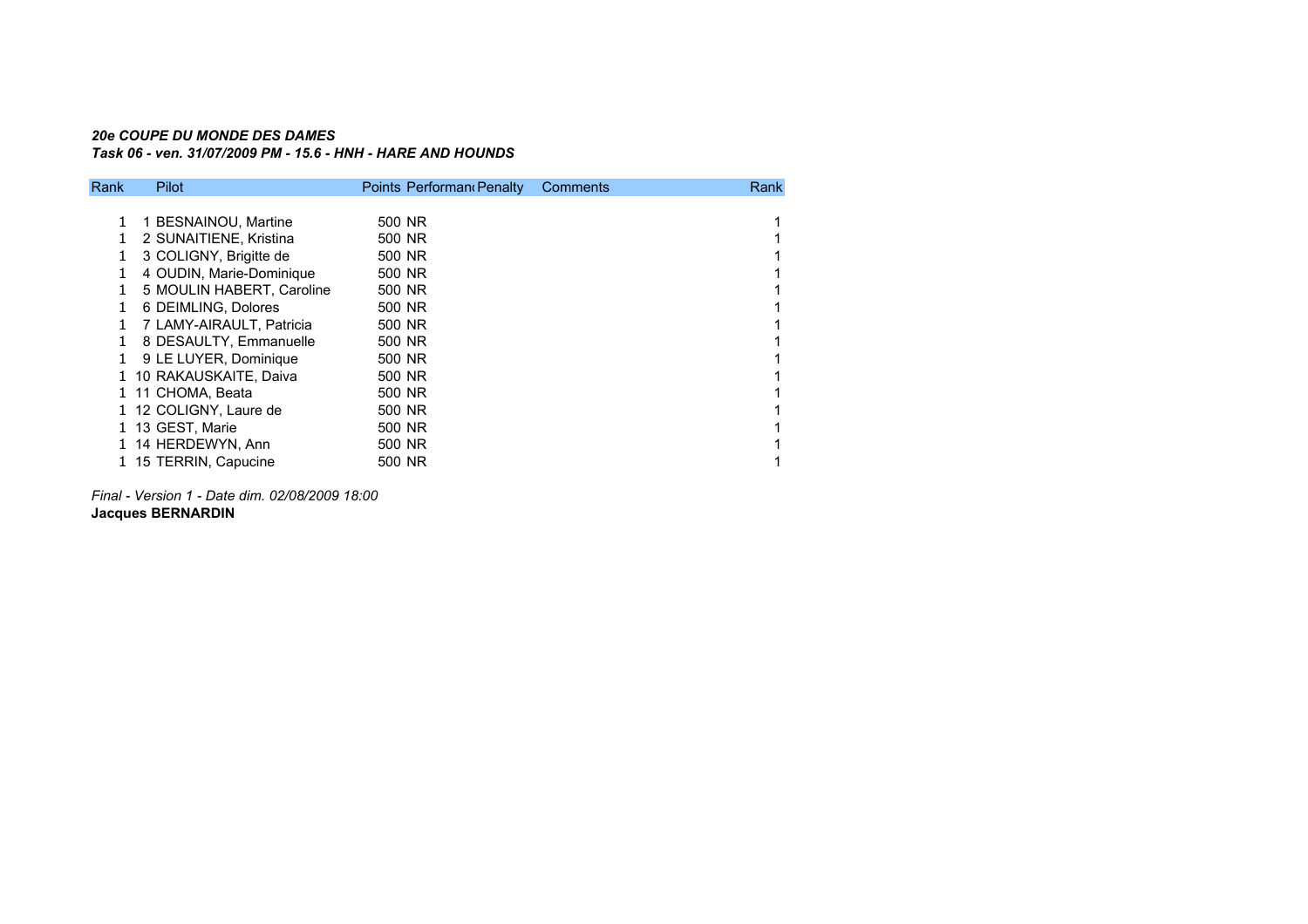*20e COUPE DU MONDE DES DAMES*
*Task 06 - ven. 31/07/2009 PM - 15.6 - HNH - HARE AND HOUNDS*

| Rank | Pilot | Points | Performance | Penalty | Comments | Rank |
|---|---|---|---|---|---|---|
| 1 | 1 BESNAINOU, Martine | 500 | NR | | | 1 |
| 1 | 2 SUNAITIENE, Kristina | 500 | NR | | | 1 |
| 1 | 3 COLIGNY, Brigitte de | 500 | NR | | | 1 |
| 1 | 4 OUDIN, Marie-Dominique | 500 | NR | | | 1 |
| 1 | 5 MOULIN HABERT, Caroline | 500 | NR | | | 1 |
| 1 | 6 DEIMLING, Dolores | 500 | NR | | | 1 |
| 1 | 7 LAMY-AIRAULT, Patricia | 500 | NR | | | 1 |
| 1 | 8 DESAULTY, Emmanuelle | 500 | NR | | | 1 |
| 1 | 9 LE LUYER, Dominique | 500 | NR | | | 1 |
| 1 | 10 RAKAUSKAITE, Daiva | 500 | NR | | | 1 |
| 1 | 11 CHOMA, Beata | 500 | NR | | | 1 |
| 1 | 12 COLIGNY, Laure de | 500 | NR | | | 1 |
| 1 | 13 GEST, Marie | 500 | NR | | | 1 |
| 1 | 14 HERDEWYN, Ann | 500 | NR | | | 1 |
| 1 | 15 TERRIN, Capucine | 500 | NR | | | 1 |

*Final - Version 1 - Date dim. 02/08/2009 18:00*
**Jacques BERNARDIN**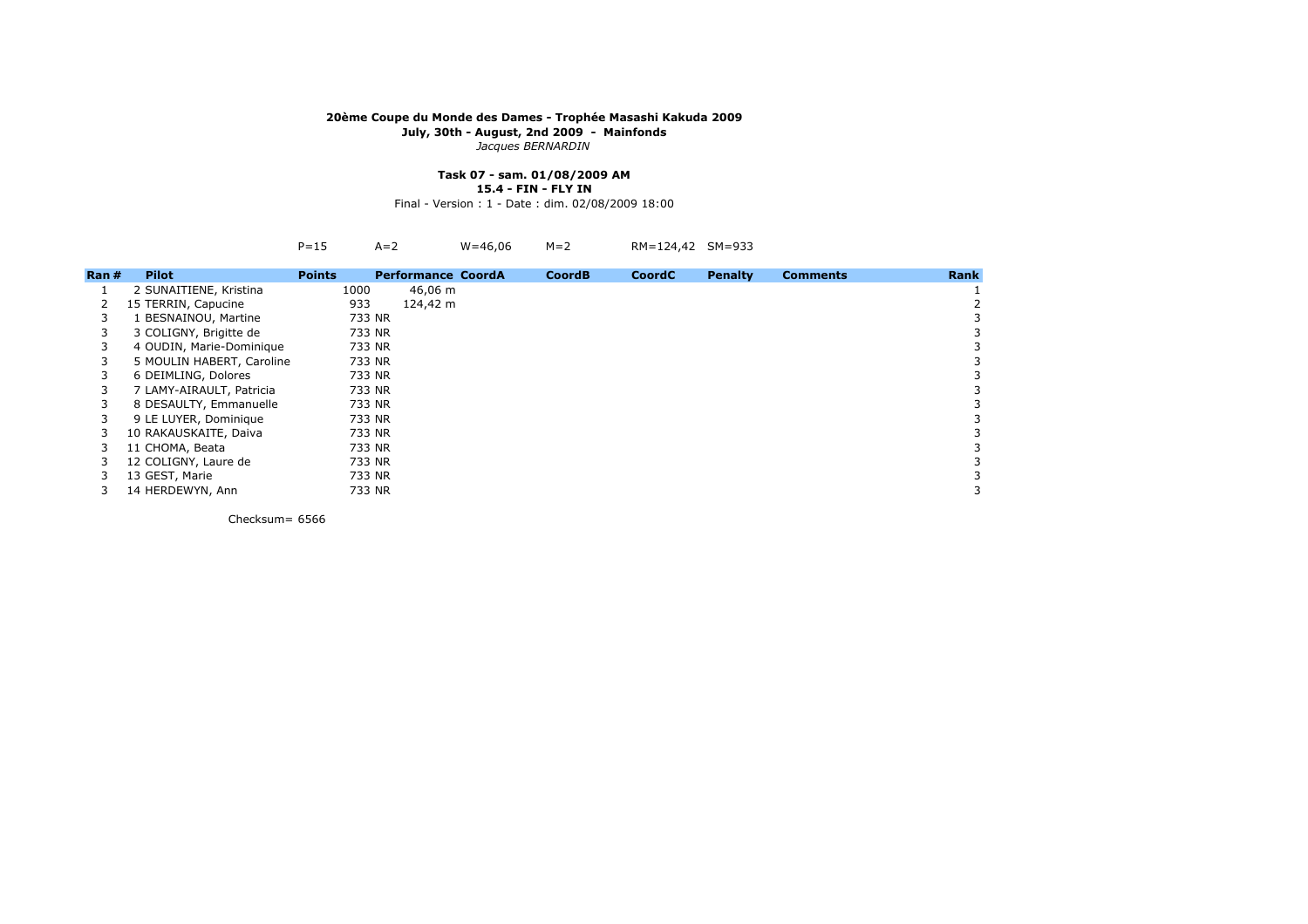**20ème Coupe du Monde des Dames - Trophée Masashi Kakuda 2009**
**July, 30th - August, 2nd 2009 - Mainfonds**
*Jacques BERNARDIN*

**Task 07 - sam. 01/08/2009 AM**
**15.4 - FIN - FLY IN**
Final - Version : 1 - Date : dim. 02/08/2009 18:00

P=15 A=2 W=46,06 M=2 RM=124,42 SM=933

| Ran | # | Pilot | Points | Performance | CoordA | CoordB | CoordC | Penalty | Comments | Rank |
|---|---|---|---|---|---|---|---|---|---|---|
| 1 | 2 | SUNAITIENE, Kristina | 1000 | 46,06 m | | | | | | 1 |
| 2 | 15 | TERRIN, Capucine | 933 | 124,42 m | | | | | | 2 |
| 3 | 1 | BESNAINOU, Martine | 733 | NR | | | | | | 3 |
| 3 | 3 | COLIGNY, Brigitte de | 733 | NR | | | | | | 3 |
| 3 | 4 | OUDIN, Marie-Dominique | 733 | NR | | | | | | 3 |
| 3 | 5 | MOULIN HABERT, Caroline | 733 | NR | | | | | | 3 |
| 3 | 6 | DEIMLING, Dolores | 733 | NR | | | | | | 3 |
| 3 | 7 | LAMY-AIRAULT, Patricia | 733 | NR | | | | | | 3 |
| 3 | 8 | DESAULTY, Emmanuelle | 733 | NR | | | | | | 3 |
| 3 | 9 | LE LUYER, Dominique | 733 | NR | | | | | | 3 |
| 3 | 10 | RAKAUSKAITE, Daiva | 733 | NR | | | | | | 3 |
| 3 | 11 | CHOMA, Beata | 733 | NR | | | | | | 3 |
| 3 | 12 | COLIGNY, Laure de | 733 | NR | | | | | | 3 |
| 3 | 13 | GEST, Marie | 733 | NR | | | | | | 3 |
| 3 | 14 | HERDEWYN, Ann | 733 | NR | | | | | | 3 |

Checksum= 6566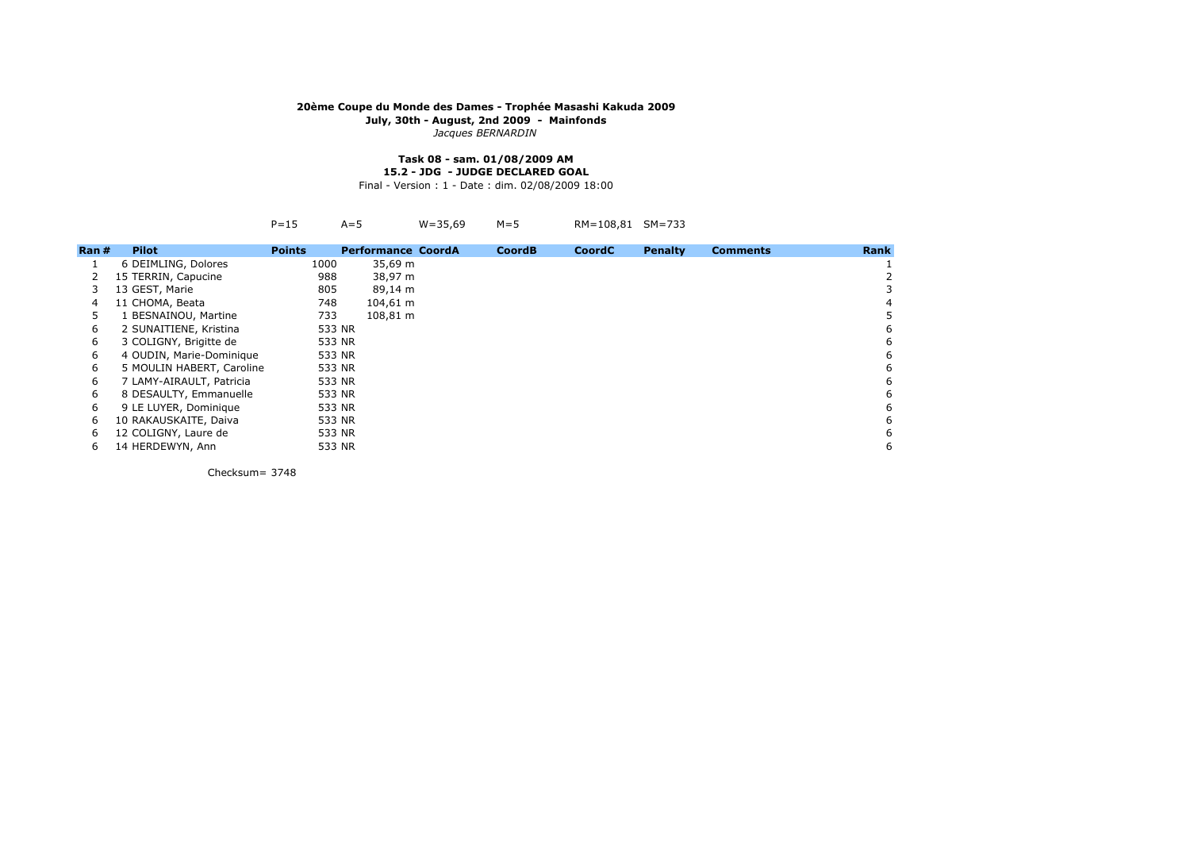**20ème Coupe du Monde des Dames - Trophée Masashi Kakuda 2009**
**July, 30th - August, 2nd 2009 - Mainfonds**
*Jacques BERNARDIN*

**Task 08 - sam. 01/08/2009 AM**
**15.2 - JDG - JUDGE DECLARED GOAL**
Final - Version : 1 - Date : dim. 02/08/2009 18:00

P=15 A=5 W=35,69 M=5 RM=108,81 SM=733

| Ran | # | Pilot | Points | Performance | CoordA | CoordB | CoordC | Penalty | Comments | Rank |
|---|---|---|---|---|---|---|---|---|---|---|
| 1 | 6 | DEIMLING, Dolores | 1000 | 35,69 m | | | | | | 1 |
| 2 | 15 | TERRIN, Capucine | 988 | 38,97 m | | | | | | 2 |
| 3 | 13 | GEST, Marie | 805 | 89,14 m | | | | | | 3 |
| 4 | 11 | CHOMA, Beata | 748 | 104,61 m | | | | | | 4 |
| 5 | 1 | BESNAINOU, Martine | 733 | 108,81 m | | | | | | 5 |
| 6 | 2 | SUNAITIENE, Kristina | 533 | NR | | | | | | 6 |
| 6 | 3 | COLIGNY, Brigitte de | 533 | NR | | | | | | 6 |
| 6 | 4 | OUDIN, Marie-Dominique | 533 | NR | | | | | | 6 |
| 6 | 5 | MOULIN HABERT, Caroline | 533 | NR | | | | | | 6 |
| 6 | 7 | LAMY-AIRAULT, Patricia | 533 | NR | | | | | | 6 |
| 6 | 8 | DESAULTY, Emmanuelle | 533 | NR | | | | | | 6 |
| 6 | 9 | LE LUYER, Dominique | 533 | NR | | | | | | 6 |
| 6 | 10 | RAKAUSKAITE, Daiva | 533 | NR | | | | | | 6 |
| 6 | 12 | COLIGNY, Laure de | 533 | NR | | | | | | 6 |
| 6 | 14 | HERDEWYN, Ann | 533 | NR | | | | | | 6 |

Checksum= 3748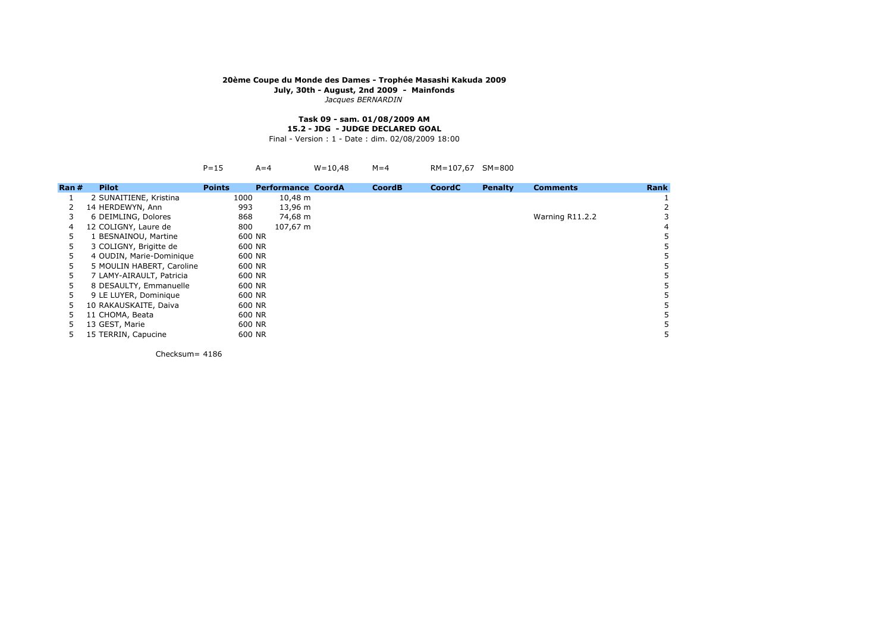**20ème Coupe du Monde des Dames - Trophée Masashi Kakuda 2009**
**July, 30th - August, 2nd 2009 - Mainfonds**
*Jacques BERNARDIN*

**Task 09 - sam. 01/08/2009 AM**
**15.2 - JDG - JUDGE DECLARED GOAL**
Final - Version : 1 - Date : dim. 02/08/2009 18:00

P=15 A=4 W=10,48 M=4 RM=107,67 SM=800

| Ran # | Pilot | Points | Performance | CoordA | CoordB | CoordC | Penalty | Comments | Rank |
|---|---|---|---|---|---|---|---|---|---|
| 1 | 2 SUNAITIENE, Kristina | 1000 | 10,48 m | | | | | | 1 |
| 2 | 14 HERDEWYN, Ann | 993 | 13,96 m | | | | | | 2 |
| 3 | 6 DEIMLING, Dolores | 868 | 74,68 m | | | | | Warning R11.2.2 | 3 |
| 4 | 12 COLIGNY, Laure de | 800 | 107,67 m | | | | | | 4 |
| 5 | 1 BESNAINOU, Martine | 600 | NR | | | | | | 5 |
| 5 | 3 COLIGNY, Brigitte de | 600 | NR | | | | | | 5 |
| 5 | 4 OUDIN, Marie-Dominique | 600 | NR | | | | | | 5 |
| 5 | 5 MOULIN HABERT, Caroline | 600 | NR | | | | | | 5 |
| 5 | 7 LAMY-AIRAULT, Patricia | 600 | NR | | | | | | 5 |
| 5 | 8 DESAULTY, Emmanuelle | 600 | NR | | | | | | 5 |
| 5 | 9 LE LUYER, Dominique | 600 | NR | | | | | | 5 |
| 5 | 10 RAKAUSKAITE, Daiva | 600 | NR | | | | | | 5 |
| 5 | 11 CHOMA, Beata | 600 | NR | | | | | | 5 |
| 5 | 13 GEST, Marie | 600 | NR | | | | | | 5 |
| 5 | 15 TERRIN, Capucine | 600 | NR | | | | | | 5 |

Checksum= 4186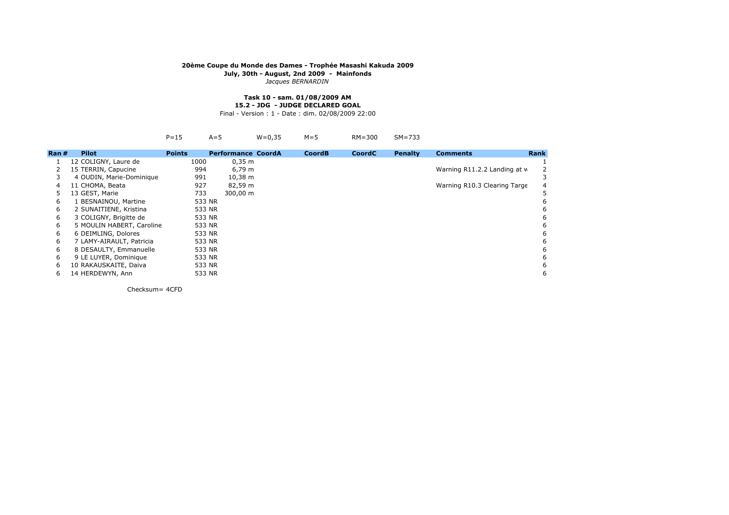**20ème Coupe du Monde des Dames - Trophée Masashi Kakuda 2009**
**July, 30th - August, 2nd 2009 - Mainfonds**
*Jacques BERNARDIN*

**Task 10 - sam. 01/08/2009 AM**
**15.2 - JDG - JUDGE DECLARED GOAL**
Final - Version : 1 - Date : dim. 02/08/2009 22:00

P=15 A=5 W=0,35 M=5 RM=300 SM=733

| Ran | # | Pilot | Points | Performance | CoordA | CoordB | CoordC | Penalty | Comments | Rank |
|---|---|---|---|---|---|---|---|---|---|---|
| 1 | 12 | COLIGNY, Laure de | 1000 | 0,35 m | | | | | | 1 |
| 2 | 15 | TERRIN, Capucine | 994 | 6,79 m | | | | | Warning R11.2.2 Landing at w | 2 |
| 3 | 4 | OUDIN, Marie-Dominique | 991 | 10,38 m | | | | | | 3 |
| 4 | 11 | CHOMA, Beata | 927 | 82,59 m | | | | | Warning R10.3 Clearing Targe | 4 |
| 5 | 13 | GEST, Marie | 733 | 300,00 m | | | | | | 5 |
| 6 | 1 | BESNAINOU, Martine | 533 | NR | | | | | | 6 |
| 6 | 2 | SUNAITIENE, Kristina | 533 | NR | | | | | | 6 |
| 6 | 3 | COLIGNY, Brigitte de | 533 | NR | | | | | | 6 |
| 6 | 5 | MOULIN HABERT, Caroline | 533 | NR | | | | | | 6 |
| 6 | 6 | DEIMLING, Dolores | 533 | NR | | | | | | 6 |
| 6 | 7 | LAMY-AIRAULT, Patricia | 533 | NR | | | | | | 6 |
| 6 | 8 | DESAULTY, Emmanuelle | 533 | NR | | | | | | 6 |
| 6 | 9 | LE LUYER, Dominique | 533 | NR | | | | | | 6 |
| 6 | 10 | RAKAUSKAITE, Daiva | 533 | NR | | | | | | 6 |
| 6 | 14 | HERDEWYN, Ann | 533 | NR | | | | | | 6 |

Checksum= 4CFD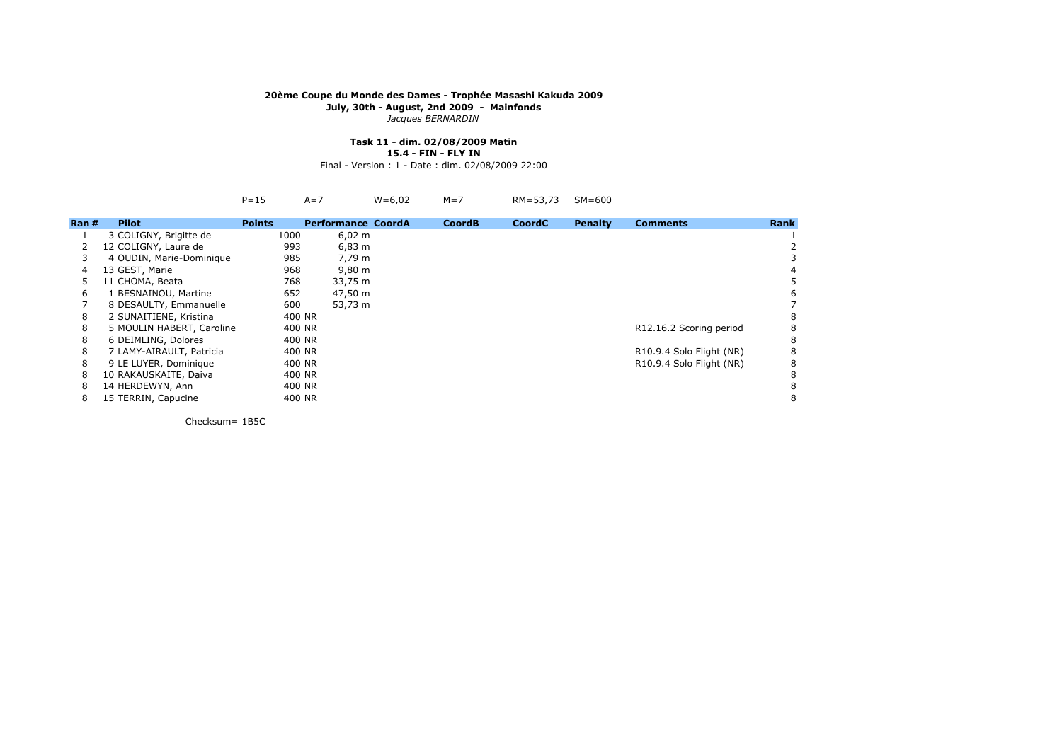**20ème Coupe du Monde des Dames - Trophée Masashi Kakuda 2009**
**July, 30th - August, 2nd 2009 - Mainfonds**
*Jacques BERNARDIN*

**Task 11 - dim. 02/08/2009 Matin**
**15.4 - FIN - FLY IN**
Final - Version : 1 - Date : dim. 02/08/2009 22:00

P=15 A=7 W=6,02 M=7 RM=53,73 SM=600

| Ran | # Pilot | Points | Performance | CoordA | CoordB | CoordC | Penalty | Comments | Rank |
|---|---|---|---|---|---|---|---|---|---|
| 1 | 3 COLIGNY, Brigitte de | 1000 | 6,02 m | | | | | | 1 |
| 2 | 12 COLIGNY, Laure de | 993 | 6,83 m | | | | | | 2 |
| 3 | 4 OUDIN, Marie-Dominique | 985 | 7,79 m | | | | | | 3 |
| 4 | 13 GEST, Marie | 968 | 9,80 m | | | | | | 4 |
| 5 | 11 CHOMA, Beata | 768 | 33,75 m | | | | | | 5 |
| 6 | 1 BESNAINOU, Martine | 652 | 47,50 m | | | | | | 6 |
| 7 | 8 DESAULTY, Emmanuelle | 600 | 53,73 m | | | | | | 7 |
| 8 | 2 SUNAITIENE, Kristina | 400 | NR | | | | | | 8 |
| 8 | 5 MOULIN HABERT, Caroline | 400 | NR | | | | | R12.16.2 Scoring period | 8 |
| 8 | 6 DEIMLING, Dolores | 400 | NR | | | | | | 8 |
| 8 | 7 LAMY-AIRAULT, Patricia | 400 | NR | | | | | R10.9.4 Solo Flight (NR) | 8 |
| 8 | 9 LE LUYER, Dominique | 400 | NR | | | | | R10.9.4 Solo Flight (NR) | 8 |
| 8 | 10 RAKAUSKAITE, Daiva | 400 | NR | | | | | | 8 |
| 8 | 14 HERDEWYN, Ann | 400 | NR | | | | | | 8 |
| 8 | 15 TERRIN, Capucine | 400 | NR | | | | | | 8 |

Checksum= 1B5C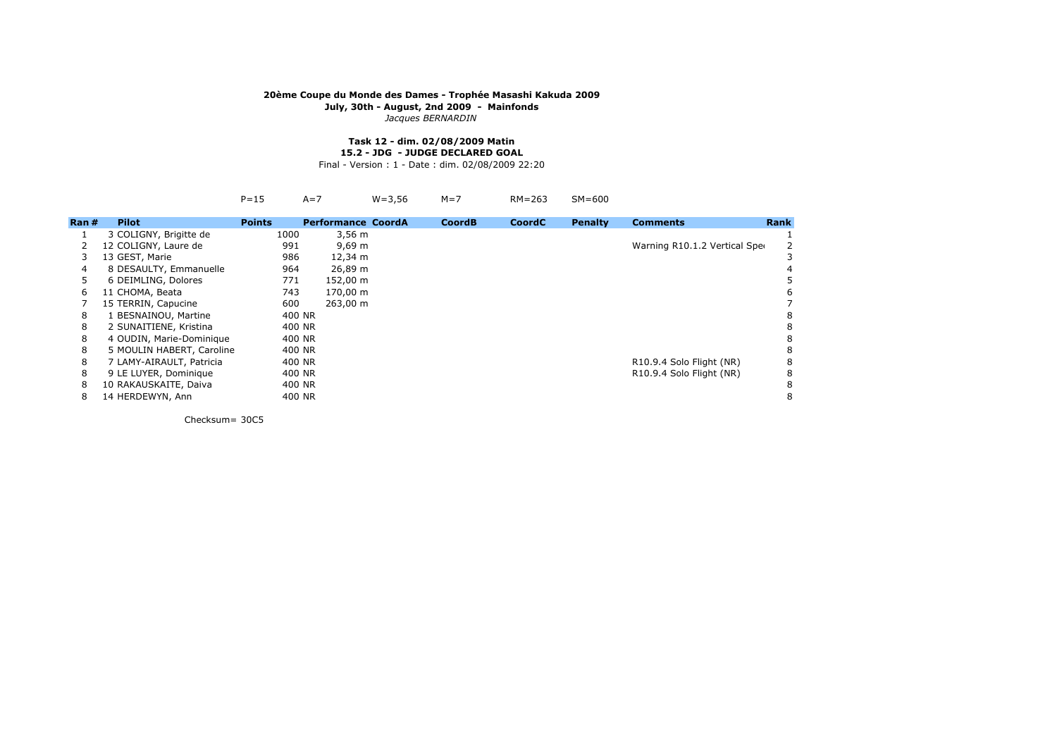**20ème Coupe du Monde des Dames - Trophée Masashi Kakuda 2009**
**July, 30th - August, 2nd 2009 - Mainfonds**
*Jacques BERNARDIN*

**Task 12 - dim. 02/08/2009 Matin**
**15.2 - JDG - JUDGE DECLARED GOAL**
Final - Version : 1 - Date : dim. 02/08/2009 22:20

P=15 A=7 W=3,56 M=7 RM=263 SM=600

| Ran | # Pilot | Points | Performance | CoordA | CoordB | CoordC | Penalty | Comments | Rank |
|---|---|---|---|---|---|---|---|---|---|
| 1 | 3 COLIGNY, Brigitte de | 1000 | 3,56 m | | | | | | 1 |
| 2 | 12 COLIGNY, Laure de | 991 | 9,69 m | | | | | Warning R10.1.2 Vertical Spe | 2 |
| 3 | 13 GEST, Marie | 986 | 12,34 m | | | | | | 3 |
| 4 | 8 DESAULTY, Emmanuelle | 964 | 26,89 m | | | | | | 4 |
| 5 | 6 DEIMLING, Dolores | 771 | 152,00 m | | | | | | 5 |
| 6 | 11 CHOMA, Beata | 743 | 170,00 m | | | | | | 6 |
| 7 | 15 TERRIN, Capucine | 600 | 263,00 m | | | | | | 7 |
| 8 | 1 BESNAINOU, Martine | 400 | NR | | | | | | 8 |
| 8 | 2 SUNAITIENE, Kristina | 400 | NR | | | | | | 8 |
| 8 | 4 OUDIN, Marie-Dominique | 400 | NR | | | | | | 8 |
| 8 | 5 MOULIN HABERT, Caroline | 400 | NR | | | | | | 8 |
| 8 | 7 LAMY-AIRAULT, Patricia | 400 | NR | | | | | R10.9.4 Solo Flight (NR) | 8 |
| 8 | 9 LE LUYER, Dominique | 400 | NR | | | | | R10.9.4 Solo Flight (NR) | 8 |
| 8 | 10 RAKAUSKAITE, Daiva | 400 | NR | | | | | | 8 |
| 8 | 14 HERDEWYN, Ann | 400 | NR | | | | | | 8 |

Checksum= 30C5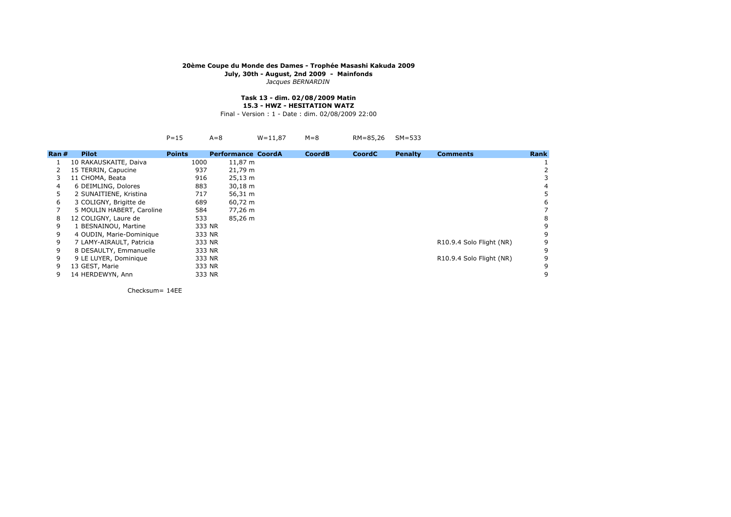**20ème Coupe du Monde des Dames - Trophée Masashi Kakuda 2009**

**July, 30th - August, 2nd 2009 - Mainfonds**

*Jacques BERNARDIN*

**Task 13 - dim. 02/08/2009 Matin**

**15.3 - HWZ - HESITATION WATZ**

Final - Version : 1 - Date : dim. 02/08/2009 22:00

P=15 A=8 W=11,87 M=8 RM=85,26 SM=533

| Ran # | Pilot | Points | Performance | CoordA | CoordB | CoordC | Penalty | Comments | Rank |
|---|---|---|---|---|---|---|---|---|---|
| 1 | 10 RAKAUSKAITE, Daiva | 1000 | 11,87 m | | | | | | 1 |
| 2 | 15 TERRIN, Capucine | 937 | 21,79 m | | | | | | 2 |
| 3 | 11 CHOMA, Beata | 916 | 25,13 m | | | | | | 3 |
| 4 | 6 DEIMLING, Dolores | 883 | 30,18 m | | | | | | 4 |
| 5 | 2 SUNAITIENE, Kristina | 717 | 56,31 m | | | | | | 5 |
| 6 | 3 COLIGNY, Brigitte de | 689 | 60,72 m | | | | | | 6 |
| 7 | 5 MOULIN HABERT, Caroline | 584 | 77,26 m | | | | | | 7 |
| 8 | 12 COLIGNY, Laure de | 533 | 85,26 m | | | | | | 8 |
| 9 | 1 BESNAINOU, Martine | 333 | NR | | | | | | 9 |
| 9 | 4 OUDIN, Marie-Dominique | 333 | NR | | | | | | 9 |
| 9 | 7 LAMY-AIRAULT, Patricia | 333 | NR | | | | | R10.9.4 Solo Flight (NR) | 9 |
| 9 | 8 DESAULTY, Emmanuelle | 333 | NR | | | | | | 9 |
| 9 | 9 LE LUYER, Dominique | 333 | NR | | | | | R10.9.4 Solo Flight (NR) | 9 |
| 9 | 13 GEST, Marie | 333 | NR | | | | | | 9 |
| 9 | 14 HERDEWYN, Ann | 333 | NR | | | | | | 9 |

Checksum= 14EE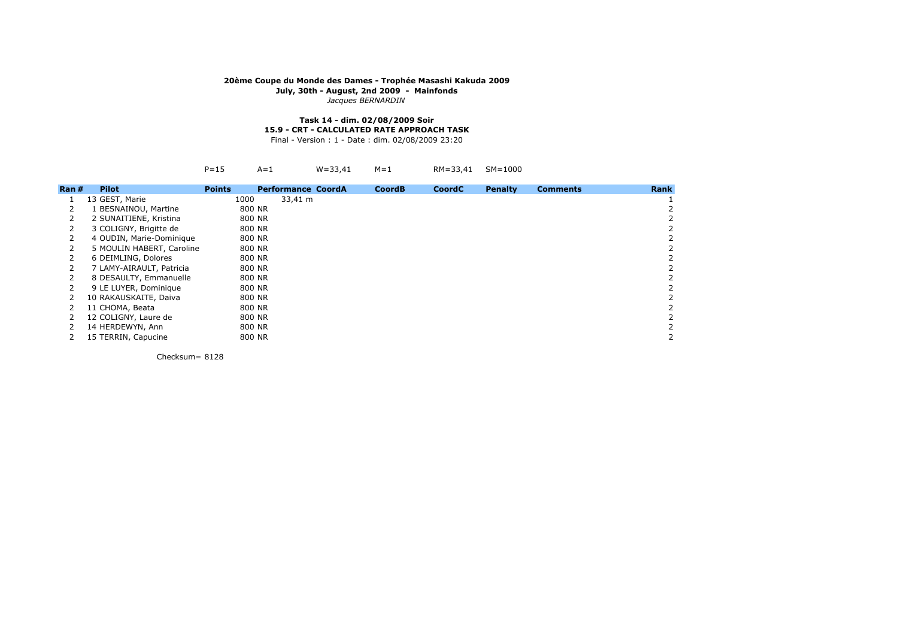**20ème Coupe du Monde des Dames - Trophée Masashi Kakuda 2009**
**July, 30th - August, 2nd 2009 - Mainfonds**
*Jacques BERNARDIN*

**Task 14 - dim. 02/08/2009 Soir**
**15.9 - CRT - CALCULATED RATE APPROACH TASK**
Final - Version : 1 - Date : dim. 02/08/2009 23:20

P=15 A=1 W=33,41 M=1 RM=33,41 SM=1000

| Ran # | Pilot | Points | Performance | CoordA | CoordB | CoordC | Penalty | Comments | Rank |
|---|---|---|---|---|---|---|---|---|---|
| 1 | 13 GEST, Marie | 1000 | 33,41 m | | | | | | 1 |
| 2 | 1 BESNAINOU, Martine | 800 | NR | | | | | | 2 |
| 2 | 2 SUNAITIENE, Kristina | 800 | NR | | | | | | 2 |
| 2 | 3 COLIGNY, Brigitte de | 800 | NR | | | | | | 2 |
| 2 | 4 OUDIN, Marie-Dominique | 800 | NR | | | | | | 2 |
| 2 | 5 MOULIN HABERT, Caroline | 800 | NR | | | | | | 2 |
| 2 | 6 DEIMLING, Dolores | 800 | NR | | | | | | 2 |
| 2 | 7 LAMY-AIRAULT, Patricia | 800 | NR | | | | | | 2 |
| 2 | 8 DESAULTY, Emmanuelle | 800 | NR | | | | | | 2 |
| 2 | 9 LE LUYER, Dominique | 800 | NR | | | | | | 2 |
| 2 | 10 RAKAUSKAITE, Daiva | 800 | NR | | | | | | 2 |
| 2 | 11 CHOMA, Beata | 800 | NR | | | | | | 2 |
| 2 | 12 COLIGNY, Laure de | 800 | NR | | | | | | 2 |
| 2 | 14 HERDEWYN, Ann | 800 | NR | | | | | | 2 |
| 2 | 15 TERRIN, Capucine | 800 | NR | | | | | | 2 |

Checksum= 8128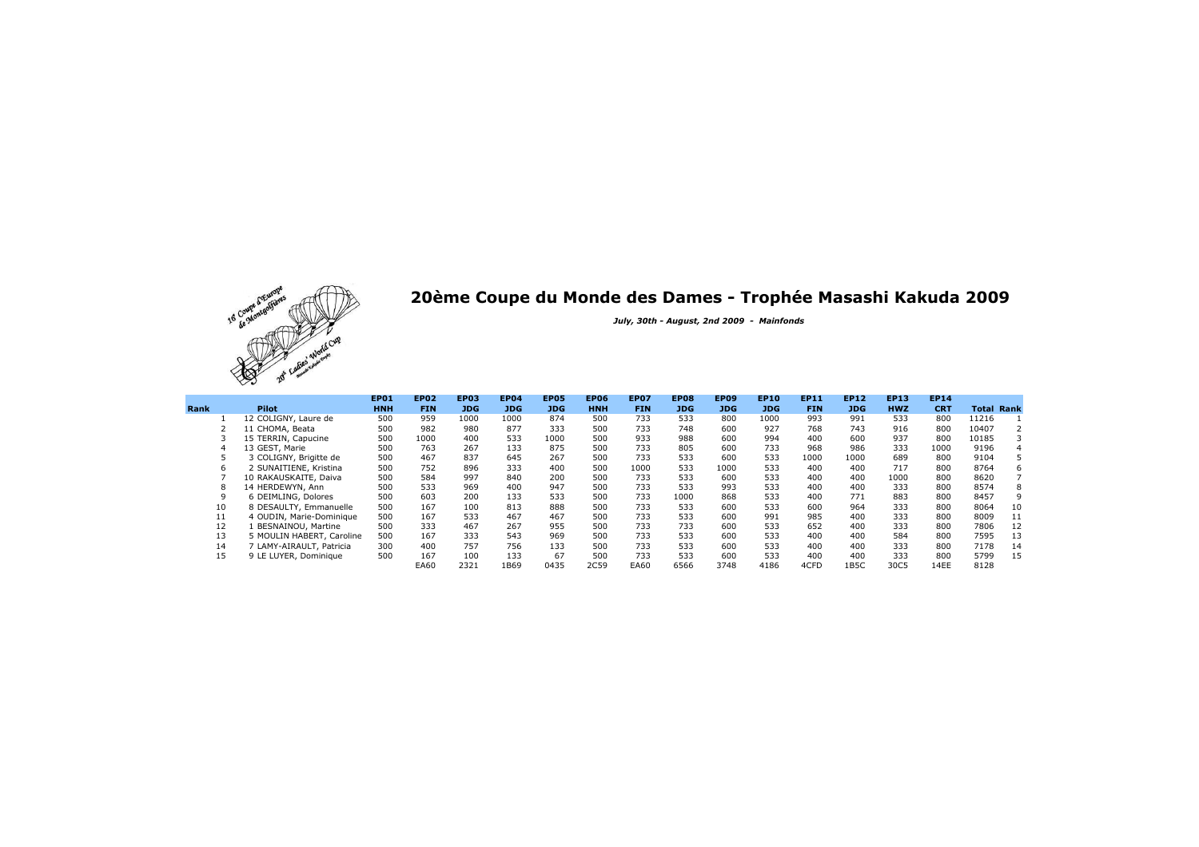# 20ème Coupe du Monde des Dames - Trophée Masashi Kakuda 2009

*July, 30th - August, 2nd 2009 - Mainfonds*

| Rank | Pilot | EP01 HNH | EP02 FIN | EP03 JDG | EP04 JDG | EP05 JDG | EP06 HNH | EP07 FIN | EP08 JDG | EP09 JDG | EP10 JDG | EP11 FIN | EP12 JDG | EP13 HWZ | EP14 CRT | Total | Rank |
|---|---|---|---|---|---|---|---|---|---|---|---|---|---|---|---|---|---|
| 1 | 12 COLIGNY, Laure de | 500 | 959 | 1000 | 1000 | 874 | 500 | 733 | 533 | 800 | 1000 | 993 | 991 | 533 | 800 | 11216 | 1 |
| 2 | 11 CHOMA, Beata | 500 | 982 | 980 | 877 | 333 | 500 | 733 | 748 | 600 | 927 | 768 | 743 | 916 | 800 | 10407 | 2 |
| 3 | 15 TERRIN, Capucine | 500 | 1000 | 400 | 533 | 1000 | 500 | 933 | 988 | 600 | 994 | 400 | 600 | 937 | 800 | 10185 | 3 |
| 4 | 13 GEST, Marie | 500 | 763 | 267 | 133 | 875 | 500 | 733 | 805 | 600 | 733 | 968 | 986 | 333 | 1000 | 9196 | 4 |
| 5 | 3 COLIGNY, Brigitte de | 500 | 467 | 837 | 645 | 267 | 500 | 733 | 533 | 600 | 533 | 1000 | 1000 | 689 | 800 | 9104 | 5 |
| 6 | 2 SUNAITIENE, Kristina | 500 | 752 | 896 | 333 | 400 | 500 | 1000 | 533 | 1000 | 533 | 400 | 400 | 717 | 800 | 8764 | 6 |
| 7 | 10 RAKAUSKAITE, Daiva | 500 | 584 | 997 | 840 | 200 | 500 | 733 | 533 | 600 | 533 | 400 | 400 | 1000 | 800 | 8620 | 7 |
| 8 | 14 HERDEWYN, Ann | 500 | 533 | 969 | 400 | 947 | 500 | 733 | 533 | 993 | 533 | 400 | 400 | 333 | 800 | 8574 | 8 |
| 9 | 6 DEIMLING, Dolores | 500 | 603 | 200 | 133 | 533 | 500 | 733 | 1000 | 868 | 533 | 400 | 771 | 883 | 800 | 8457 | 9 |
| 10 | 8 DESAULTY, Emmanuelle | 500 | 167 | 100 | 813 | 888 | 500 | 733 | 533 | 600 | 533 | 600 | 964 | 333 | 800 | 8064 | 10 |
| 11 | 4 OUDIN, Marie-Dominique | 500 | 167 | 533 | 467 | 467 | 500 | 733 | 533 | 600 | 991 | 985 | 400 | 333 | 800 | 8009 | 11 |
| 12 | 1 BESNAINOU, Martine | 500 | 333 | 467 | 267 | 955 | 500 | 733 | 733 | 600 | 533 | 652 | 400 | 333 | 800 | 7806 | 12 |
| 13 | 5 MOULIN HABERT, Caroline | 500 | 167 | 333 | 543 | 969 | 500 | 733 | 533 | 600 | 533 | 400 | 400 | 584 | 800 | 7595 | 13 |
| 14 | 7 LAMY-AIRAULT, Patricia | 300 | 400 | 757 | 756 | 133 | 500 | 733 | 533 | 600 | 533 | 400 | 400 | 333 | 800 | 7178 | 14 |
| 15 | 9 LE LUYER, Dominique | 500 | 167 | 100 | 133 | 67 | 500 | 733 | 533 | 600 | 533 | 400 | 400 | 333 | 800 | 5799 | 15 |
| | | | EA60 | 2321 | 1B69 | 0435 | 2C59 | EA60 | 6566 | 3748 | 4186 | 4CFD | 1B5C | 30C5 | 14EE | 8128 | |